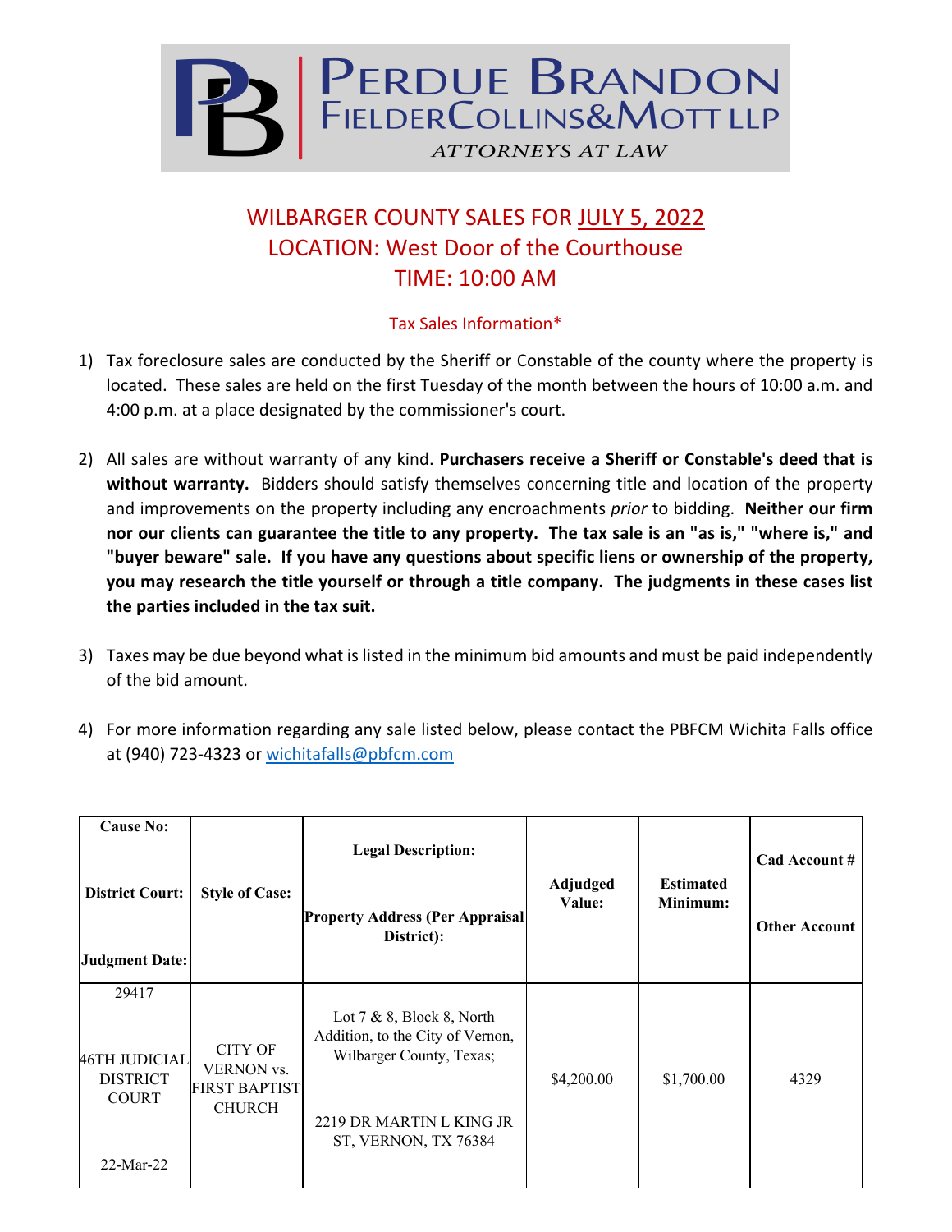PERDUE BRANDON FIELDER COLLINS & MOTT LLP
ATTORNEYS AT LAW

# WILBARGER COUNTY SALES FOR JULY 5, 2022
## LOCATION: West Door of the Courthouse
## TIME: 10:00 AM

### Tax Sales Information*

1) Tax foreclosure sales are conducted by the Sheriff or Constable of the county where the property is located. These sales are held on the first Tuesday of the month between the hours of 10:00 a.m. and 4:00 p.m. at a place designated by the commissioner's court.

2) All sales are without warranty of any kind. **Purchasers receive a Sheriff or Constable's deed that is without warranty.** Bidders should satisfy themselves concerning title and location of the property and improvements on the property including any encroachments *prior* to bidding. **Neither our firm nor our clients can guarantee the title to any property. The tax sale is an "as is," "where is," and "buyer beware" sale. If you have any questions about specific liens or ownership of the property, you may research the title yourself or through a title company. The judgments in these cases list the parties included in the tax suit.**

3) Taxes may be due beyond what is listed in the minimum bid amounts and must be paid independently of the bid amount.

4) For more information regarding any sale listed below, please contact the PBFCM Wichita Falls office at (940) 723-4323 or wichitafalls@pbfcm.com

| Cause No:<br>District Court:<br>Judgment Date: | Style of Case: | Legal Description:<br>Property Address (Per Appraisal District): | Adjudged Value: | Estimated Minimum: | Cad Account #<br>Other Account |
|---|---|---|---|---|---|
| 29417<br>46TH JUDICIAL DISTRICT COURT<br>22-Mar-22 | CITY OF VERNON vs. FIRST BAPTIST CHURCH | Lot 7 & 8, Block 8, North Addition, to the City of Vernon, Wilbarger County, Texas;<br>2219 DR MARTIN L KING JR ST, VERNON, TX 76384 | $4,200.00 | $1,700.00 | 4329 |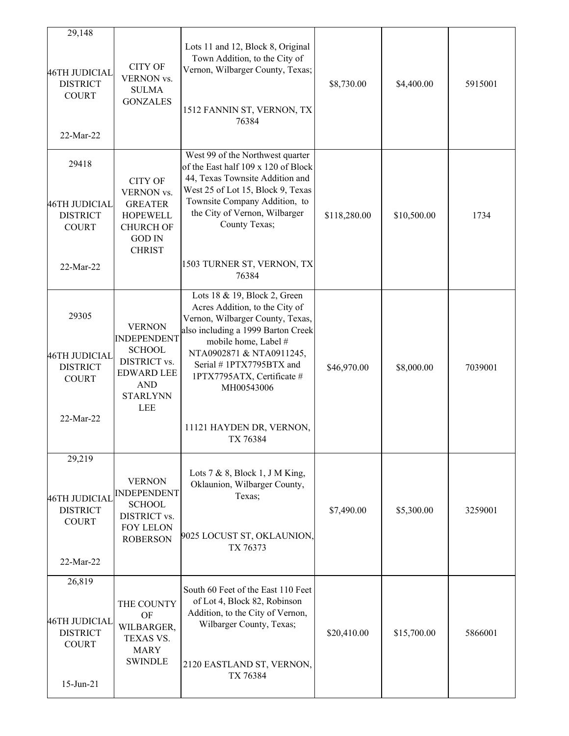| | | | | | |
|---|---|---|---|---|---|
| 29,148<br><br>46TH JUDICIAL DISTRICT COURT<br><br>22-Mar-22 | CITY OF VERNON vs. SULMA GONZALES | Lots 11 and 12, Block 8, Original Town Addition, to the City of Vernon, Wilbarger County, Texas;<br><br>1512 FANNIN ST, VERNON, TX 76384 | $8,730.00 | $4,400.00 | 5915001 |
| 29418<br><br>46TH JUDICIAL DISTRICT COURT<br><br>22-Mar-22 | CITY OF VERNON vs. GREATER HOPEWELL CHURCH OF GOD IN CHRIST | West 99 of the Northwest quarter of the East half 109 x 120 of Block 44, Texas Townsite Addition and West 25 of Lot 15, Block 9, Texas Townsite Company Addition, to the City of Vernon, Wilbarger County Texas;<br><br>1503 TURNER ST, VERNON, TX 76384 | $118,280.00 | $10,500.00 | 1734 |
| 29305<br><br>46TH JUDICIAL DISTRICT COURT<br><br>22-Mar-22 | VERNON INDEPENDENT SCHOOL DISTRICT vs. EDWARD LEE AND STARLYNN LEE | Lots 18 & 19, Block 2, Green Acres Addition, to the City of Vernon, Wilbarger County, Texas, also including a 1999 Barton Creek mobile home, Label # NTA0902871 & NTA0911245, Serial # 1PTX7795BTX and 1PTX7795ATX, Certificate # MH00543006<br><br>11121 HAYDEN DR, VERNON, TX 76384 | $46,970.00 | $8,000.00 | 7039001 |
| 29,219<br><br>46TH JUDICIAL DISTRICT COURT<br><br>22-Mar-22 | VERNON INDEPENDENT SCHOOL DISTRICT vs. FOY LELON ROBERSON | Lots 7 & 8, Block 1, J M King, Oklaunion, Wilbarger County, Texas;<br><br>9025 LOCUST ST, OKLAUNION, TX 76373 | $7,490.00 | $5,300.00 | 3259001 |
| 26,819<br><br>46TH JUDICIAL DISTRICT COURT<br><br>15-Jun-21 | THE COUNTY OF WILBARGER, TEXAS VS. MARY SWINDLE | South 60 Feet of the East 110 Feet of Lot 4, Block 82, Robinson Addition, to the City of Vernon, Wilbarger County, Texas;<br><br>2120 EASTLAND ST, VERNON, TX 76384 | $20,410.00 | $15,700.00 | 5866001 |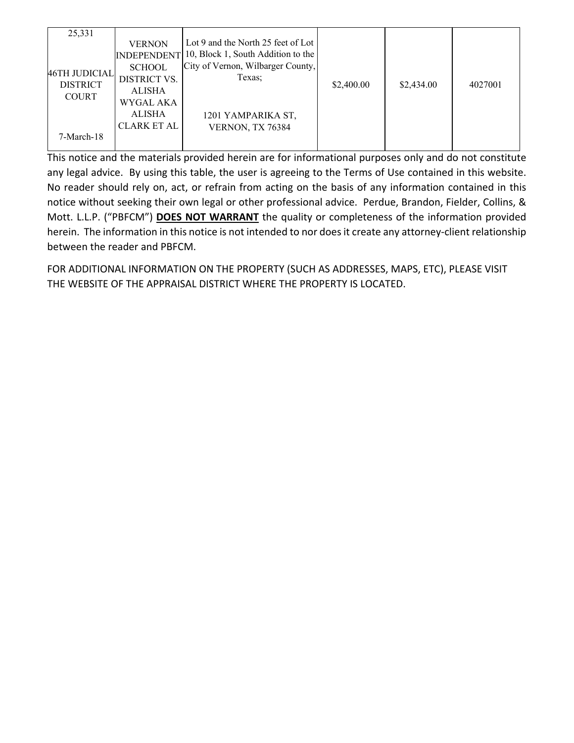| | | | | | |
|---|---|---|---|---|---|
| 25,331<br><br>46TH JUDICIAL DISTRICT COURT<br><br>7-March-18 | VERNON INDEPENDENT SCHOOL DISTRICT VS. ALISHA WYGAL AKA ALISHA CLARK ET AL | Lot 9 and the North 25 feet of Lot 10, Block 1, South Addition to the City of Vernon, Wilbarger County, Texas;<br><br>1201 YAMPARIKA ST, VERNON, TX 76384 | $2,400.00 | $2,434.00 | 4027001 |

This notice and the materials provided herein are for informational purposes only and do not constitute any legal advice. By using this table, the user is agreeing to the Terms of Use contained in this website. No reader should rely on, act, or refrain from acting on the basis of any information contained in this notice without seeking their own legal or other professional advice. Perdue, Brandon, Fielder, Collins, & Mott. L.L.P. ("PBFCM") **DOES NOT WARRANT** the quality or completeness of the information provided herein. The information in this notice is not intended to nor does it create any attorney-client relationship between the reader and PBFCM.

FOR ADDITIONAL INFORMATION ON THE PROPERTY (SUCH AS ADDRESSES, MAPS, ETC), PLEASE VISIT THE WEBSITE OF THE APPRAISAL DISTRICT WHERE THE PROPERTY IS LOCATED.